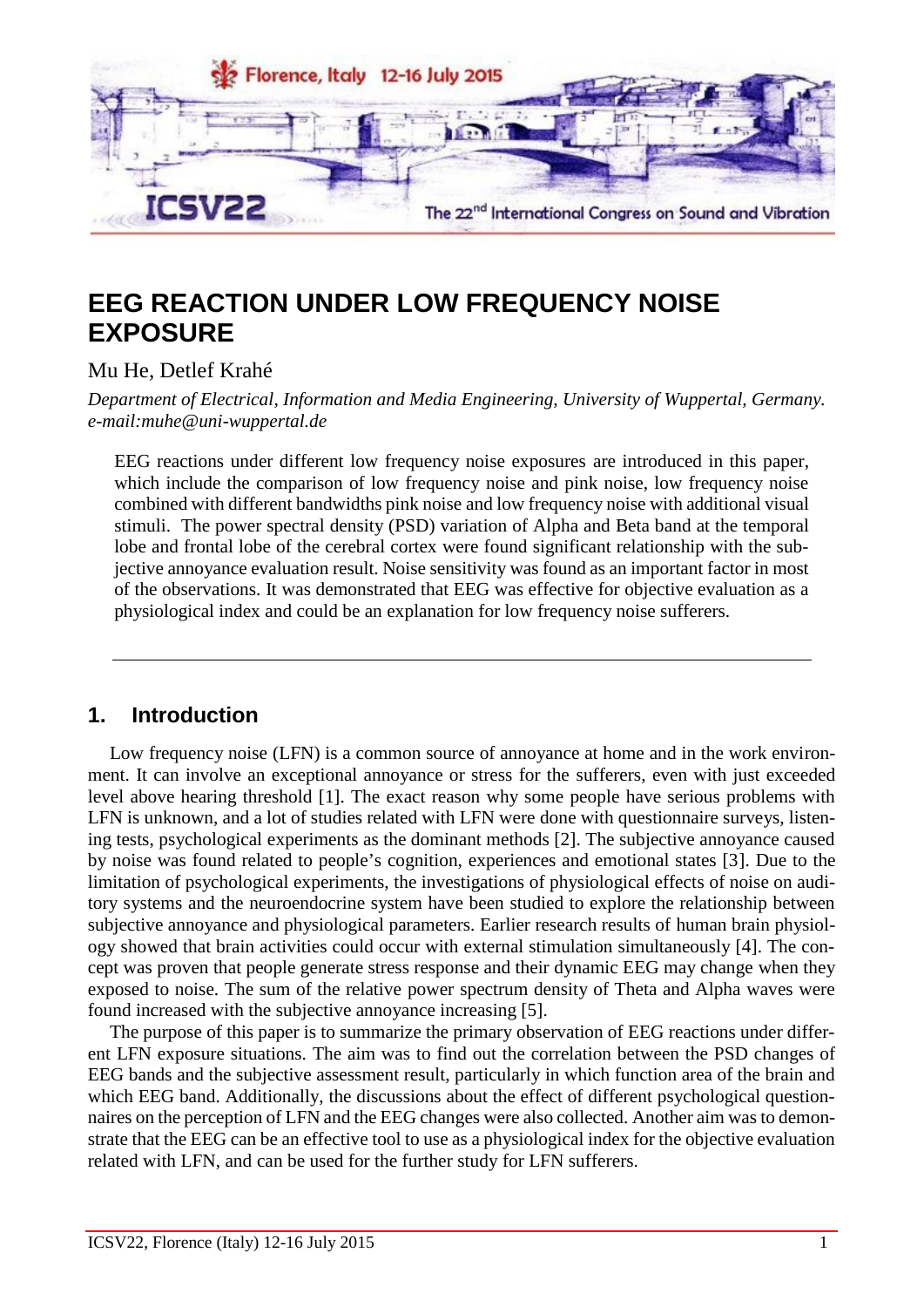# EEG REACTION UNDER LOW FREQUENCY NOISE EXPOSURE

Mu He, Detlef Krahé

*Department of Electrical, Information and Media Engineering, University of Wuppertal, Germany.*
*e-mail:muhe@uni-wuppertal.de*

EEG reactions under different low frequency noise exposures are introduced in this paper, which include the comparison of low frequency noise and pink noise, low frequency noise combined with different bandwidths pink noise and low frequency noise with additional visual stimuli. The power spectral density (PSD) variation of Alpha and Beta band at the temporal lobe and frontal lobe of the cerebral cortex were found significant relationship with the subjective annoyance evaluation result. Noise sensitivity was found as an important factor in most of the observations. It was demonstrated that EEG was effective for objective evaluation as a physiological index and could be an explanation for low frequency noise sufferers.

## 1. Introduction

Low frequency noise (LFN) is a common source of annoyance at home and in the work environment. It can involve an exceptional annoyance or stress for the sufferers, even with just exceeded level above hearing threshold [1]. The exact reason why some people have serious problems with LFN is unknown, and a lot of studies related with LFN were done with questionnaire surveys, listening tests, psychological experiments as the dominant methods [2]. The subjective annoyance caused by noise was found related to people's cognition, experiences and emotional states [3]. Due to the limitation of psychological experiments, the investigations of physiological effects of noise on auditory systems and the neuroendocrine system have been studied to explore the relationship between subjective annoyance and physiological parameters. Earlier research results of human brain physiology showed that brain activities could occur with external stimulation simultaneously [4]. The concept was proven that people generate stress response and their dynamic EEG may change when they exposed to noise. The sum of the relative power spectrum density of Theta and Alpha waves were found increased with the subjective annoyance increasing [5].

The purpose of this paper is to summarize the primary observation of EEG reactions under different LFN exposure situations. The aim was to find out the correlation between the PSD changes of EEG bands and the subjective assessment result, particularly in which function area of the brain and which EEG band. Additionally, the discussions about the effect of different psychological questionnaires on the perception of LFN and the EEG changes were also collected. Another aim was to demonstrate that the EEG can be an effective tool to use as a physiological index for the objective evaluation related with LFN, and can be used for the further study for LFN sufferers.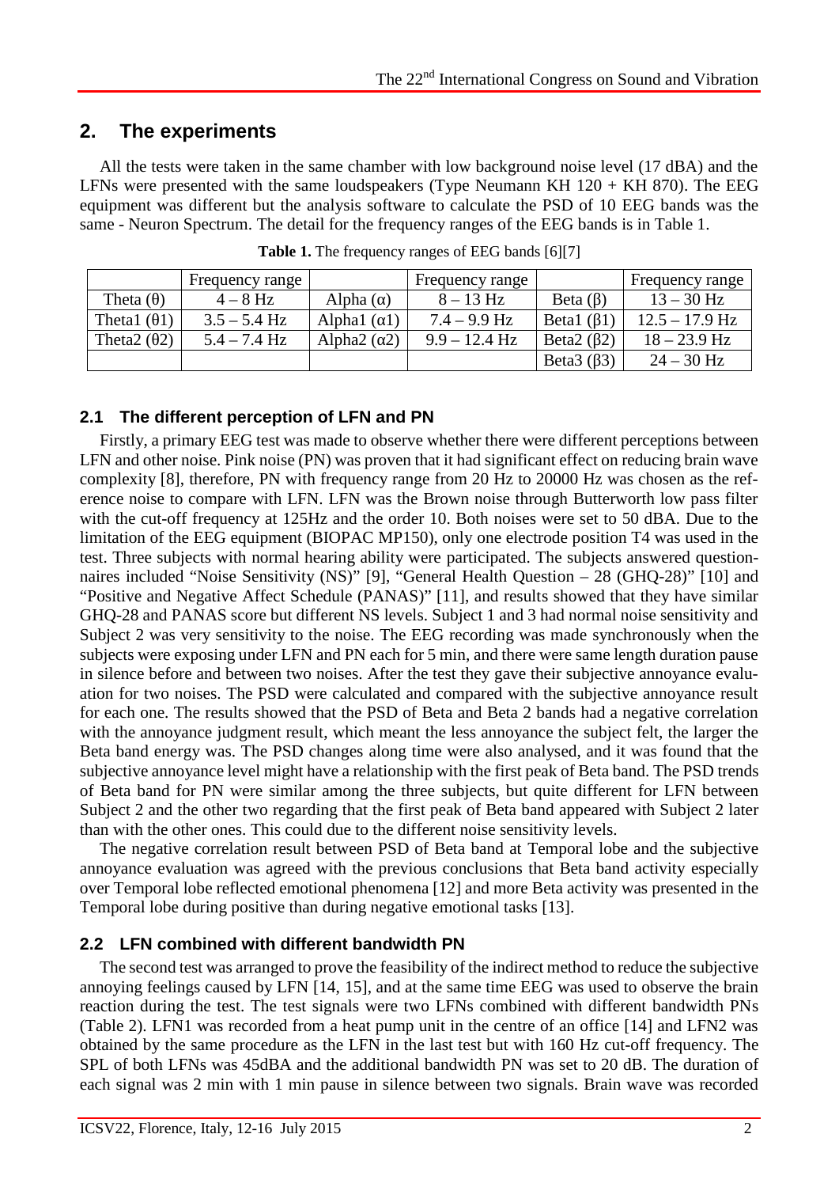## 2. The experiments

All the tests were taken in the same chamber with low background noise level (17 dBA) and the LFNs were presented with the same loudspeakers (Type Neumann KH 120 + KH 870). The EEG equipment was different but the analysis software to calculate the PSD of 10 EEG bands was the same - Neuron Spectrum. The detail for the frequency ranges of the EEG bands is in Table 1.

**Table 1.** The frequency ranges of EEG bands [6][7]

| | Frequency range | | Frequency range | | Frequency range |
|---|---|---|---|---|---|
| Theta (θ) | 4 – 8 Hz | Alpha (α) | 8 – 13 Hz | Beta (β) | 13 – 30 Hz |
| Theta1 (θ1) | 3.5 – 5.4 Hz | Alpha1 (α1) | 7.4 – 9.9 Hz | Beta1 (β1) | 12.5 – 17.9 Hz |
| Theta2 (θ2) | 5.4 – 7.4 Hz | Alpha2 (α2) | 9.9 – 12.4 Hz | Beta2 (β2) | 18 – 23.9 Hz |
| | | | | Beta3 (β3) | 24 – 30 Hz |

### 2.1 The different perception of LFN and PN

Firstly, a primary EEG test was made to observe whether there were different perceptions between LFN and other noise. Pink noise (PN) was proven that it had significant effect on reducing brain wave complexity [8], therefore, PN with frequency range from 20 Hz to 20000 Hz was chosen as the reference noise to compare with LFN. LFN was the Brown noise through Butterworth low pass filter with the cut-off frequency at 125Hz and the order 10. Both noises were set to 50 dBA. Due to the limitation of the EEG equipment (BIOPAC MP150), only one electrode position T4 was used in the test. Three subjects with normal hearing ability were participated. The subjects answered questionnaires included "Noise Sensitivity (NS)" [9], "General Health Question – 28 (GHQ-28)" [10] and "Positive and Negative Affect Schedule (PANAS)" [11], and results showed that they have similar GHQ-28 and PANAS score but different NS levels. Subject 1 and 3 had normal noise sensitivity and Subject 2 was very sensitivity to the noise. The EEG recording was made synchronously when the subjects were exposing under LFN and PN each for 5 min, and there were same length duration pause in silence before and between two noises. After the test they gave their subjective annoyance evaluation for two noises. The PSD were calculated and compared with the subjective annoyance result for each one. The results showed that the PSD of Beta and Beta 2 bands had a negative correlation with the annoyance judgment result, which meant the less annoyance the subject felt, the larger the Beta band energy was. The PSD changes along time were also analysed, and it was found that the subjective annoyance level might have a relationship with the first peak of Beta band. The PSD trends of Beta band for PN were similar among the three subjects, but quite different for LFN between Subject 2 and the other two regarding that the first peak of Beta band appeared with Subject 2 later than with the other ones. This could due to the different noise sensitivity levels.

The negative correlation result between PSD of Beta band at Temporal lobe and the subjective annoyance evaluation was agreed with the previous conclusions that Beta band activity especially over Temporal lobe reflected emotional phenomena [12] and more Beta activity was presented in the Temporal lobe during positive than during negative emotional tasks [13].

### 2.2 LFN combined with different bandwidth PN

The second test was arranged to prove the feasibility of the indirect method to reduce the subjective annoying feelings caused by LFN [14, 15], and at the same time EEG was used to observe the brain reaction during the test. The test signals were two LFNs combined with different bandwidth PNs (Table 2). LFN1 was recorded from a heat pump unit in the centre of an office [14] and LFN2 was obtained by the same procedure as the LFN in the last test but with 160 Hz cut-off frequency. The SPL of both LFNs was 45dBA and the additional bandwidth PN was set to 20 dB. The duration of each signal was 2 min with 1 min pause in silence between two signals. Brain wave was recorded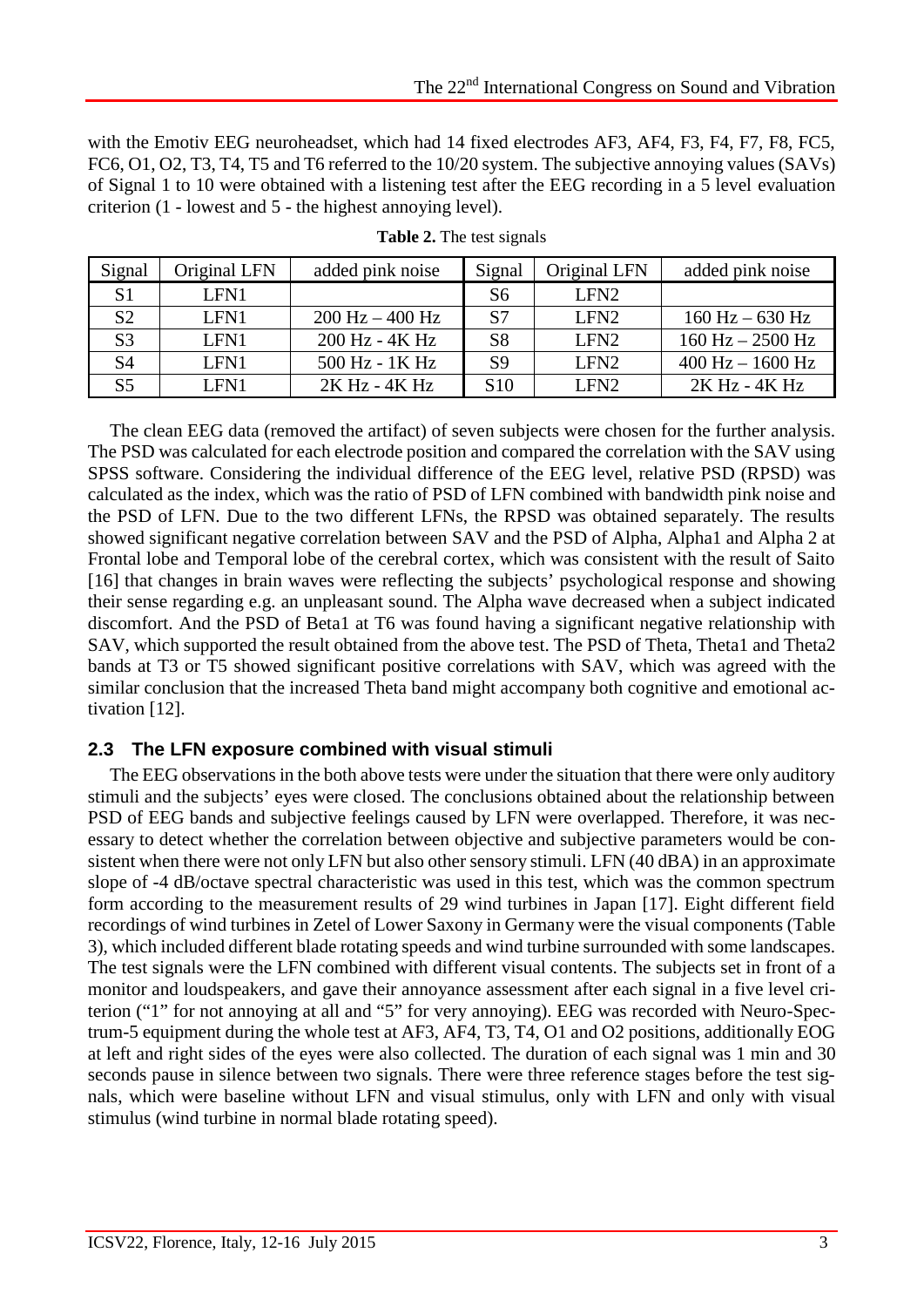with the Emotiv EEG neuroheadset, which had 14 fixed electrodes AF3, AF4, F3, F4, F7, F8, FC5, FC6, O1, O2, T3, T4, T5 and T6 referred to the 10/20 system. The subjective annoying values (SAVs) of Signal 1 to 10 were obtained with a listening test after the EEG recording in a 5 level evaluation criterion (1 - lowest and 5 - the highest annoying level).

**Table 2.** The test signals

| Signal | Original LFN | added pink noise | Signal | Original LFN | added pink noise |
|---|---|---|---|---|---|
| S1 | LFN1 | | S6 | LFN2 | |
| S2 | LFN1 | 200 Hz – 400 Hz | S7 | LFN2 | 160 Hz – 630 Hz |
| S3 | LFN1 | 200 Hz - 4K Hz | S8 | LFN2 | 160 Hz – 2500 Hz |
| S4 | LFN1 | 500 Hz - 1K Hz | S9 | LFN2 | 400 Hz – 1600 Hz |
| S5 | LFN1 | 2K Hz - 4K Hz | S10 | LFN2 | 2K Hz - 4K Hz |

The clean EEG data (removed the artifact) of seven subjects were chosen for the further analysis. The PSD was calculated for each electrode position and compared the correlation with the SAV using SPSS software. Considering the individual difference of the EEG level, relative PSD (RPSD) was calculated as the index, which was the ratio of PSD of LFN combined with bandwidth pink noise and the PSD of LFN. Due to the two different LFNs, the RPSD was obtained separately. The results showed significant negative correlation between SAV and the PSD of Alpha, Alpha1 and Alpha 2 at Frontal lobe and Temporal lobe of the cerebral cortex, which was consistent with the result of Saito [16] that changes in brain waves were reflecting the subjects' psychological response and showing their sense regarding e.g. an unpleasant sound. The Alpha wave decreased when a subject indicated discomfort. And the PSD of Beta1 at T6 was found having a significant negative relationship with SAV, which supported the result obtained from the above test. The PSD of Theta, Theta1 and Theta2 bands at T3 or T5 showed significant positive correlations with SAV, which was agreed with the similar conclusion that the increased Theta band might accompany both cognitive and emotional activation [12].

### 2.3 The LFN exposure combined with visual stimuli

The EEG observations in the both above tests were under the situation that there were only auditory stimuli and the subjects' eyes were closed. The conclusions obtained about the relationship between PSD of EEG bands and subjective feelings caused by LFN were overlapped. Therefore, it was necessary to detect whether the correlation between objective and subjective parameters would be consistent when there were not only LFN but also other sensory stimuli. LFN (40 dBA) in an approximate slope of -4 dB/octave spectral characteristic was used in this test, which was the common spectrum form according to the measurement results of 29 wind turbines in Japan [17]. Eight different field recordings of wind turbines in Zetel of Lower Saxony in Germany were the visual components (Table 3), which included different blade rotating speeds and wind turbine surrounded with some landscapes. The test signals were the LFN combined with different visual contents. The subjects set in front of a monitor and loudspeakers, and gave their annoyance assessment after each signal in a five level criterion ("1" for not annoying at all and "5" for very annoying). EEG was recorded with Neuro-Spectrum-5 equipment during the whole test at AF3, AF4, T3, T4, O1 and O2 positions, additionally EOG at left and right sides of the eyes were also collected. The duration of each signal was 1 min and 30 seconds pause in silence between two signals. There were three reference stages before the test signals, which were baseline without LFN and visual stimulus, only with LFN and only with visual stimulus (wind turbine in normal blade rotating speed).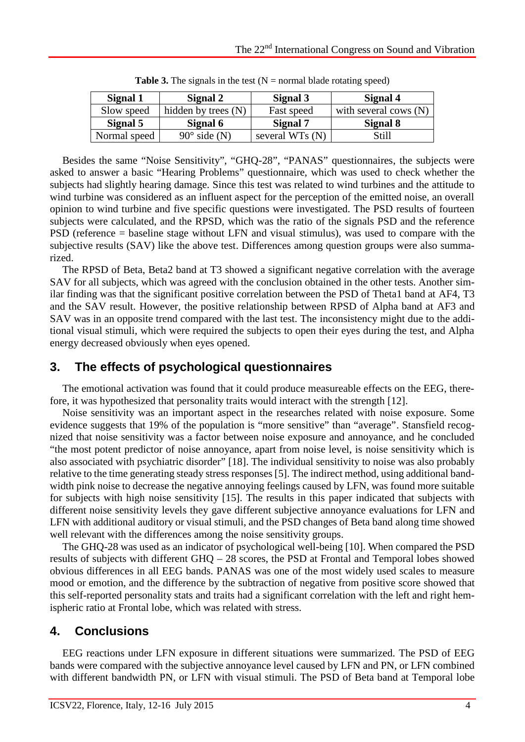**Table 3.** The signals in the test (N = normal blade rotating speed)

| Signal 1 | Signal 2 | Signal 3 | Signal 4 |
|---|---|---|---|
| Slow speed | hidden by trees (N) | Fast speed | with several cows (N) |
| **Signal 5** | **Signal 6** | **Signal 7** | **Signal 8** |
| Normal speed | 90° side (N) | several WTs (N) | Still |

Besides the same "Noise Sensitivity", "GHQ-28", "PANAS" questionnaires, the subjects were asked to answer a basic "Hearing Problems" questionnaire, which was used to check whether the subjects had slightly hearing damage. Since this test was related to wind turbines and the attitude to wind turbine was considered as an influent aspect for the perception of the emitted noise, an overall opinion to wind turbine and five specific questions were investigated. The PSD results of fourteen subjects were calculated, and the RPSD, which was the ratio of the signals PSD and the reference PSD (reference = baseline stage without LFN and visual stimulus), was used to compare with the subjective results (SAV) like the above test. Differences among question groups were also summarized.

The RPSD of Beta, Beta2 band at T3 showed a significant negative correlation with the average SAV for all subjects, which was agreed with the conclusion obtained in the other tests. Another similar finding was that the significant positive correlation between the PSD of Theta1 band at AF4, T3 and the SAV result. However, the positive relationship between RPSD of Alpha band at AF3 and SAV was in an opposite trend compared with the last test. The inconsistency might due to the additional visual stimuli, which were required the subjects to open their eyes during the test, and Alpha energy decreased obviously when eyes opened.

## 3. The effects of psychological questionnaires

The emotional activation was found that it could produce measureable effects on the EEG, therefore, it was hypothesized that personality traits would interact with the strength [12].

Noise sensitivity was an important aspect in the researches related with noise exposure. Some evidence suggests that 19% of the population is "more sensitive" than "average". Stansfield recognized that noise sensitivity was a factor between noise exposure and annoyance, and he concluded "the most potent predictor of noise annoyance, apart from noise level, is noise sensitivity which is also associated with psychiatric disorder" [18]. The individual sensitivity to noise was also probably relative to the time generating steady stress responses [5]. The indirect method, using additional bandwidth pink noise to decrease the negative annoying feelings caused by LFN, was found more suitable for subjects with high noise sensitivity [15]. The results in this paper indicated that subjects with different noise sensitivity levels they gave different subjective annoyance evaluations for LFN and LFN with additional auditory or visual stimuli, and the PSD changes of Beta band along time showed well relevant with the differences among the noise sensitivity groups.

The GHQ-28 was used as an indicator of psychological well-being [10]. When compared the PSD results of subjects with different GHQ – 28 scores, the PSD at Frontal and Temporal lobes showed obvious differences in all EEG bands. PANAS was one of the most widely used scales to measure mood or emotion, and the difference by the subtraction of negative from positive score showed that this self-reported personality stats and traits had a significant correlation with the left and right hemispheric ratio at Frontal lobe, which was related with stress.

## 4. Conclusions

EEG reactions under LFN exposure in different situations were summarized. The PSD of EEG bands were compared with the subjective annoyance level caused by LFN and PN, or LFN combined with different bandwidth PN, or LFN with visual stimuli. The PSD of Beta band at Temporal lobe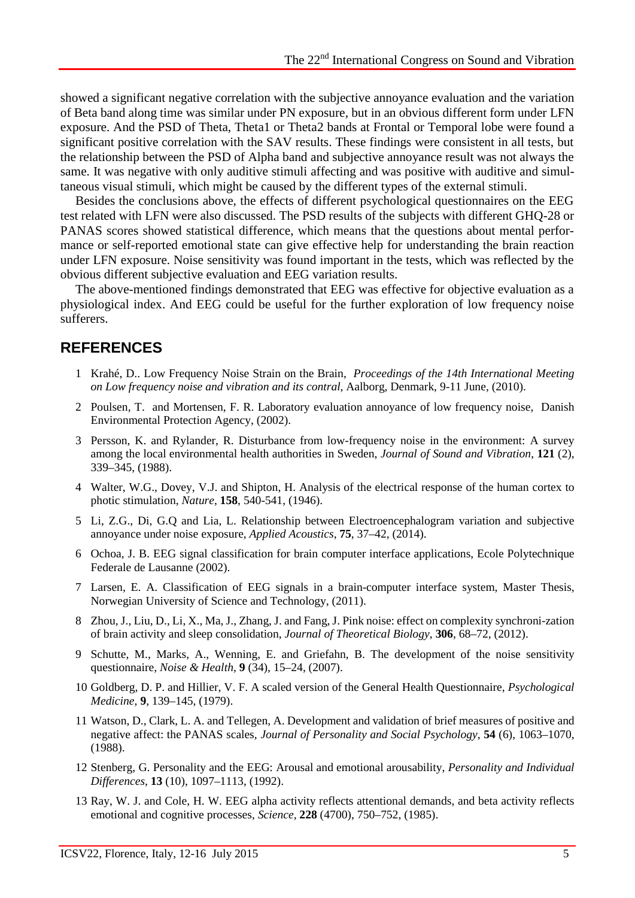showed a significant negative correlation with the subjective annoyance evaluation and the variation of Beta band along time was similar under PN exposure, but in an obvious different form under LFN exposure. And the PSD of Theta, Theta1 or Theta2 bands at Frontal or Temporal lobe were found a significant positive correlation with the SAV results. These findings were consistent in all tests, but the relationship between the PSD of Alpha band and subjective annoyance result was not always the same. It was negative with only auditive stimuli affecting and was positive with auditive and simultaneous visual stimuli, which might be caused by the different types of the external stimuli.

Besides the conclusions above, the effects of different psychological questionnaires on the EEG test related with LFN were also discussed. The PSD results of the subjects with different GHQ-28 or PANAS scores showed statistical difference, which means that the questions about mental performance or self-reported emotional state can give effective help for understanding the brain reaction under LFN exposure. Noise sensitivity was found important in the tests, which was reflected by the obvious different subjective evaluation and EEG variation results.

The above-mentioned findings demonstrated that EEG was effective for objective evaluation as a physiological index. And EEG could be useful for the further exploration of low frequency noise sufferers.

## REFERENCES

1. Krahé, D.. Low Frequency Noise Strain on the Brain, *Proceedings of the 14th International Meeting on Low frequency noise and vibration and its contral*, Aalborg, Denmark, 9-11 June, (2010).
2. Poulsen, T. and Mortensen, F. R. Laboratory evaluation annoyance of low frequency noise, Danish Environmental Protection Agency, (2002).
3. Persson, K. and Rylander, R. Disturbance from low-frequency noise in the environment: A survey among the local environmental health authorities in Sweden, *Journal of Sound and Vibration*, **121** (2), 339–345, (1988).
4. Walter, W.G., Dovey, V.J. and Shipton, H. Analysis of the electrical response of the human cortex to photic stimulation, *Nature*, **158**, 540-541, (1946).
5. Li, Z.G., Di, G.Q and Lia, L. Relationship between Electroencephalogram variation and subjective annoyance under noise exposure, *Applied Acoustics*, **75**, 37–42, (2014).
6. Ochoa, J. B. EEG signal classification for brain computer interface applications, Ecole Polytechnique Federale de Lausanne (2002).
7. Larsen, E. A. Classification of EEG signals in a brain-computer interface system, Master Thesis, Norwegian University of Science and Technology, (2011).
8. Zhou, J., Liu, D., Li, X., Ma, J., Zhang, J. and Fang, J. Pink noise: effect on complexity synchroni-zation of brain activity and sleep consolidation, *Journal of Theoretical Biology*, **306**, 68–72, (2012).
9. Schutte, M., Marks, A., Wenning, E. and Griefahn, B. The development of the noise sensitivity questionnaire, *Noise & Health*, **9** (34), 15–24, (2007).
10. Goldberg, D. P. and Hillier, V. F. A scaled version of the General Health Questionnaire, *Psychological Medicine*, **9**, 139–145, (1979).
11. Watson, D., Clark, L. A. and Tellegen, A. Development and validation of brief measures of positive and negative affect: the PANAS scales, *Journal of Personality and Social Psychology*, **54** (6), 1063–1070, (1988).
12. Stenberg, G. Personality and the EEG: Arousal and emotional arousability, *Personality and Individual Differences*, **13** (10), 1097–1113, (1992).
13. Ray, W. J. and Cole, H. W. EEG alpha activity reflects attentional demands, and beta activity reflects emotional and cognitive processes, *Science*, **228** (4700), 750–752, (1985).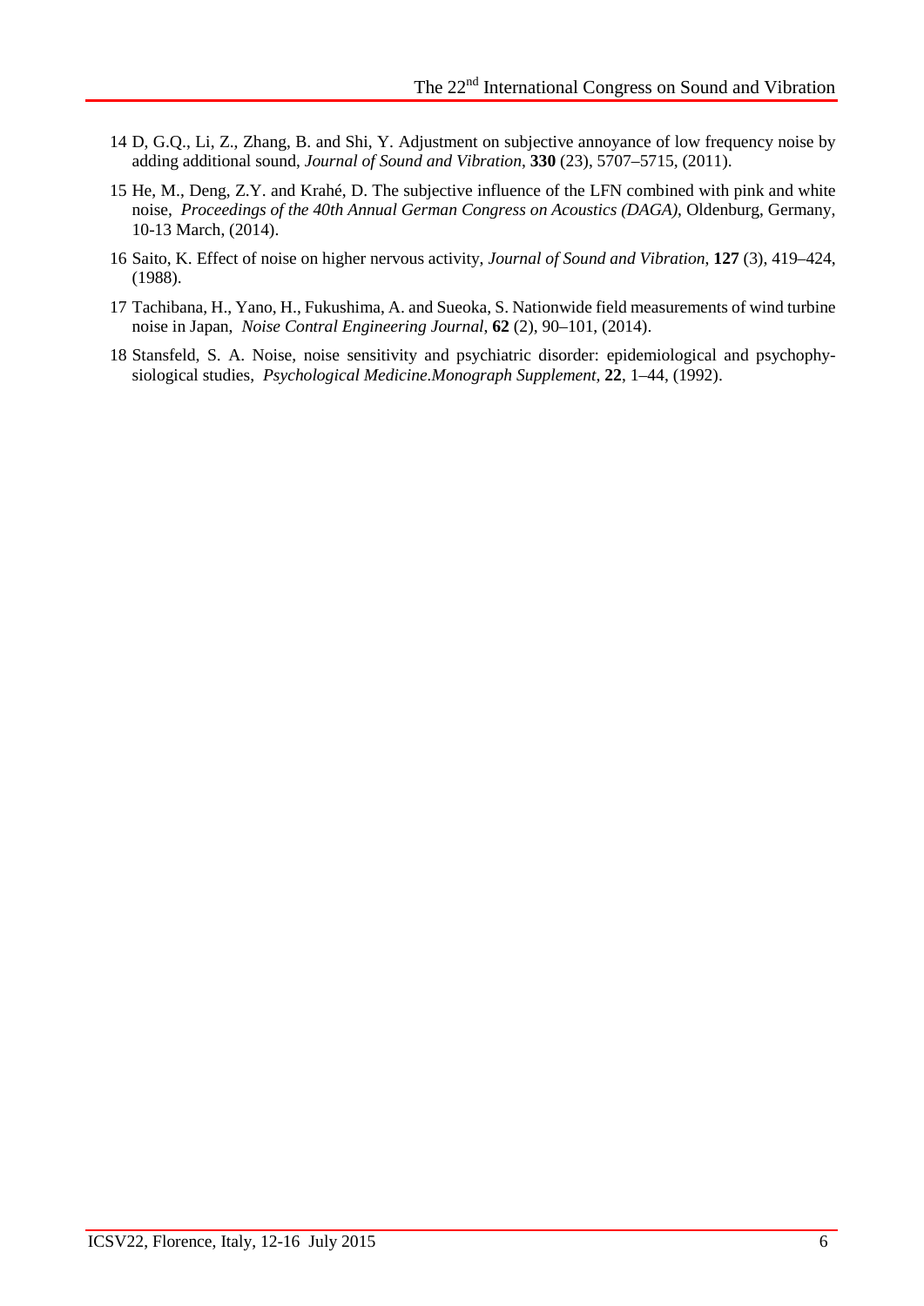14 D, G.Q., Li, Z., Zhang, B. and Shi, Y. Adjustment on subjective annoyance of low frequency noise by adding additional sound, *Journal of Sound and Vibration*, **330** (23), 5707–5715, (2011).

15 He, M., Deng, Z.Y. and Krahé, D. The subjective influence of the LFN combined with pink and white noise, *Proceedings of the 40th Annual German Congress on Acoustics (DAGA)*, Oldenburg, Germany, 10-13 March, (2014).

16 Saito, K. Effect of noise on higher nervous activity, *Journal of Sound and Vibration*, **127** (3), 419–424, (1988).

17 Tachibana, H., Yano, H., Fukushima, A. and Sueoka, S. Nationwide field measurements of wind turbine noise in Japan, *Noise Contral Engineering Journal*, **62** (2), 90–101, (2014).

18 Stansfeld, S. A. Noise, noise sensitivity and psychiatric disorder: epidemiological and psychophysiological studies, *Psychological Medicine.Monograph Supplement*, **22**, 1–44, (1992).